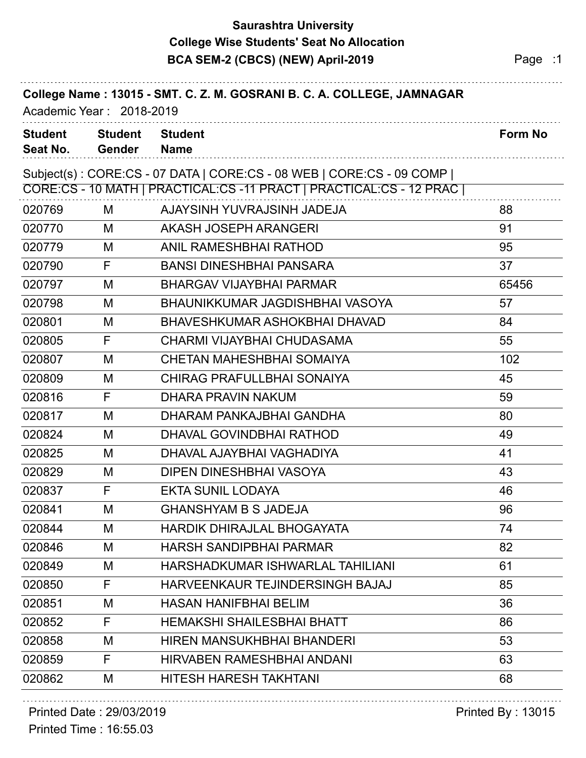# Saurashtra University

## College Wise Students' Seat No Allocation

## BCA SEM-2 (CBCS) (NEW) April-2019

**College Name : 13015 - SMT. C. Z. M. GOSRANI B. C. A. COLLEGE, JAMNAGAR**

Academic Year : 2018-2019

Subject(s) : CORE:CS - 07 DATA | CORE:CS - 08 WEB | CORE:CS - 09 COMP | CORE:CS - 10 MATH | PRACTICAL:CS -11 PRACT | PRACTICAL:CS - 12 PRAC |

| Student Seat No. | Student Gender | Student Name | Form No |
|---|---|---|---|
| 020769 | M | AJAYSINH YUVRAJSINH JADEJA | 88 |
| 020770 | M | AKASH JOSEPH ARANGERI | 91 |
| 020779 | M | ANIL RAMESHBHAI RATHOD | 95 |
| 020790 | F | BANSI DINESHBHAI PANSARA | 37 |
| 020797 | M | BHARGAV VIJAYBHAI PARMAR | 65456 |
| 020798 | M | BHAUNIKKUMAR JAGDISHBHAI VASOYA | 57 |
| 020801 | M | BHAVESHKUMAR ASHOKBHAI DHAVAD | 84 |
| 020805 | F | CHARMI VIJAYBHAI CHUDASAMA | 55 |
| 020807 | M | CHETAN MAHESHBHAI SOMAIYA | 102 |
| 020809 | M | CHIRAG PRAFULLBHAI SONAIYA | 45 |
| 020816 | F | DHARA PRAVIN NAKUM | 59 |
| 020817 | M | DHARAM PANKAJBHAI GANDHA | 80 |
| 020824 | M | DHAVAL GOVINDBHAI RATHOD | 49 |
| 020825 | M | DHAVAL AJAYBHAI VAGHADIYA | 41 |
| 020829 | M | DIPEN DINESHBHAI VASOYA | 43 |
| 020837 | F | EKTA SUNIL LODAYA | 46 |
| 020841 | M | GHANSHYAM B S JADEJA | 96 |
| 020844 | M | HARDIK DHIRAJLAL BHOGAYATA | 74 |
| 020846 | M | HARSH SANDIPBHAI PARMAR | 82 |
| 020849 | M | HARSHADKUMAR ISHWARLAL TAHILIANI | 61 |
| 020850 | F | HARVEENKAUR TEJINDERSINGH BAJAJ | 85 |
| 020851 | M | HASAN HANIFBHAI BELIM | 36 |
| 020852 | F | HEMAKSHI SHAILESBHAI BHATT | 86 |
| 020858 | M | HIREN MANSUKHBHAI BHANDERI | 53 |
| 020859 | F | HIRVABEN RAMESHBHAI ANDANI | 63 |
| 020862 | M | HITESH HARESH TAKHTANI | 68 |

Printed Date : 29/03/2019

Printed Time : 16:55.03

Printed By : 13015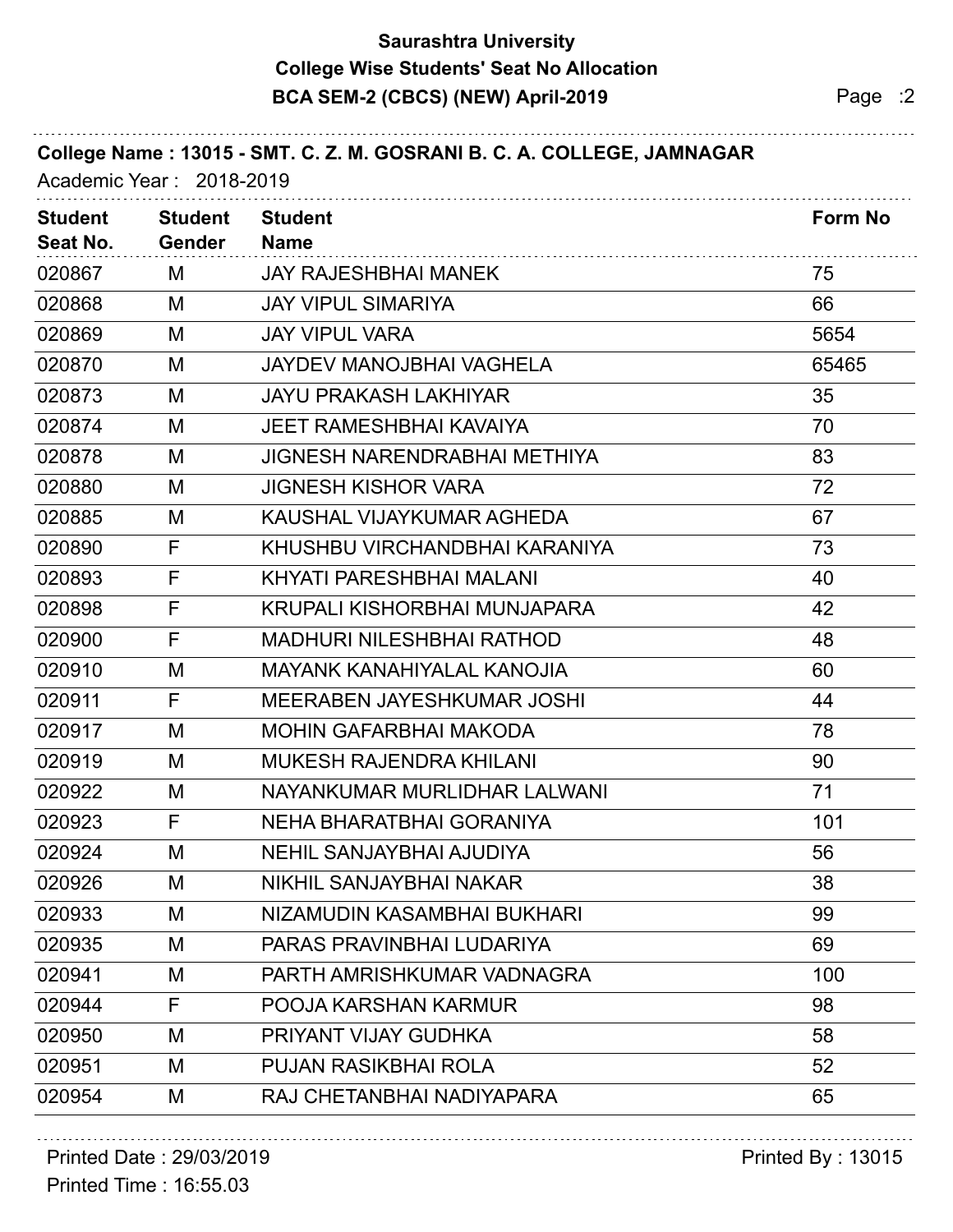**Saurashtra University**

**College Wise Students' Seat No Allocation**

**BCA SEM-2 (CBCS) (NEW) April-2019**

**College Name : 13015 - SMT. C. Z. M. GOSRANI B. C. A. COLLEGE, JAMNAGAR**

Academic Year : 2018-2019

| Student Seat No. | Student Gender | Student Name | Form No |
|---|---|---|---|
| 020867 | M | JAY RAJESHBHAI MANEK | 75 |
| 020868 | M | JAY VIPUL SIMARIYA | 66 |
| 020869 | M | JAY VIPUL VARA | 5654 |
| 020870 | M | JAYDEV MANOJBHAI VAGHELA | 65465 |
| 020873 | M | JAYU PRAKASH LAKHIYAR | 35 |
| 020874 | M | JEET RAMESHBHAI KAVAIYA | 70 |
| 020878 | M | JIGNESH NARENDRABHAI METHIYA | 83 |
| 020880 | M | JIGNESH KISHOR VARA | 72 |
| 020885 | M | KAUSHAL VIJAYKUMAR AGHEDA | 67 |
| 020890 | F | KHUSHBU VIRCHANDBHAI KARANIYA | 73 |
| 020893 | F | KHYATI PARESHBHAI MALANI | 40 |
| 020898 | F | KRUPALI KISHORBHAI MUNJAPARA | 42 |
| 020900 | F | MADHURI NILESHBHAI RATHOD | 48 |
| 020910 | M | MAYANK KANAHIYALAL KANOJIA | 60 |
| 020911 | F | MEERABEN JAYESHKUMAR JOSHI | 44 |
| 020917 | M | MOHIN GAFARBHAI MAKODA | 78 |
| 020919 | M | MUKESH RAJENDRA KHILANI | 90 |
| 020922 | M | NAYANKUMAR MURLIDHAR LALWANI | 71 |
| 020923 | F | NEHA BHARATBHAI GORANIYA | 101 |
| 020924 | M | NEHIL SANJAYBHAI AJUDIYA | 56 |
| 020926 | M | NIKHIL SANJAYBHAI NAKAR | 38 |
| 020933 | M | NIZAMUDIN KASAMBHAI BUKHARI | 99 |
| 020935 | M | PARAS PRAVINBHAI LUDARIYA | 69 |
| 020941 | M | PARTH AMRISHKUMAR VADNAGRA | 100 |
| 020944 | F | POOJA KARSHAN KARMUR | 98 |
| 020950 | M | PRIYANT VIJAY GUDHKA | 58 |
| 020951 | M | PUJAN RASIKBHAI ROLA | 52 |
| 020954 | M | RAJ CHETANBHAI NADIYAPARA | 65 |

Printed Date : 29/03/2019

Printed Time : 16:55.03

Printed By : 13015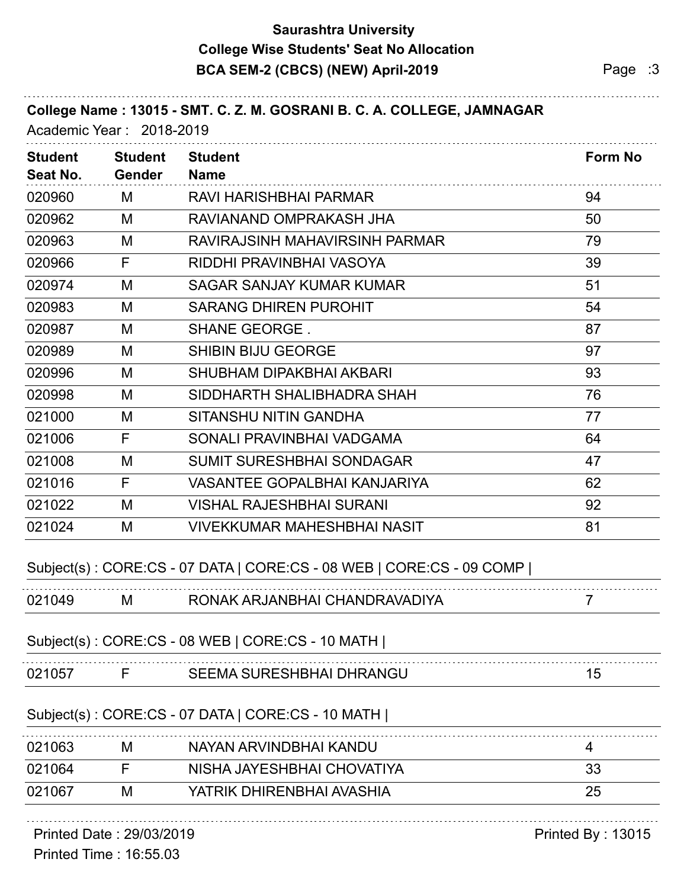**Saurashtra University**
**College Wise Students' Seat No Allocation**
**BCA SEM-2 (CBCS) (NEW) April-2019**

**College Name : 13015 - SMT. C. Z. M. GOSRANI B. C. A. COLLEGE, JAMNAGAR**

Academic Year : 2018-2019

| Student Seat No. | Student Gender | Student Name | Form No |
|---|---|---|---|
| 020960 | M | RAVI HARISHBHAI PARMAR | 94 |
| 020962 | M | RAVIANAND OMPRAKASH JHA | 50 |
| 020963 | M | RAVIRAJSINH MAHAVIRSINH PARMAR | 79 |
| 020966 | F | RIDDHI PRAVINBHAI VASOYA | 39 |
| 020974 | M | SAGAR SANJAY KUMAR KUMAR | 51 |
| 020983 | M | SARANG DHIREN PUROHIT | 54 |
| 020987 | M | SHANE GEORGE . | 87 |
| 020989 | M | SHIBIN BIJU GEORGE | 97 |
| 020996 | M | SHUBHAM DIPAKBHAI AKBARI | 93 |
| 020998 | M | SIDDHARTH SHALIBHADRA SHAH | 76 |
| 021000 | M | SITANSHU NITIN GANDHA | 77 |
| 021006 | F | SONALI PRAVINBHAI VADGAMA | 64 |
| 021008 | M | SUMIT SURESHBHAI SONDAGAR | 47 |
| 021016 | F | VASANTEE GOPALBHAI KANJARIYA | 62 |
| 021022 | M | VISHAL RAJESHBHAI SURANI | 92 |
| 021024 | M | VIVEKKUMAR MAHESHBHAI NASIT | 81 |

Subject(s) : CORE:CS - 07 DATA | CORE:CS - 08 WEB | CORE:CS - 09 COMP |

| Student Seat No. | Student Gender | Student Name | Form No |
|---|---|---|---|
| 021049 | M | RONAK ARJANBHAI CHANDRAVADIYA | 7 |

Subject(s) : CORE:CS - 08 WEB | CORE:CS - 10 MATH |

| Student Seat No. | Student Gender | Student Name | Form No |
|---|---|---|---|
| 021057 | F | SEEMA SURESHBHAI DHRANGU | 15 |

Subject(s) : CORE:CS - 07 DATA | CORE:CS - 10 MATH |

| Student Seat No. | Student Gender | Student Name | Form No |
|---|---|---|---|
| 021063 | M | NAYAN ARVINDBHAI KANDU | 4 |
| 021064 | F | NISHA JAYESHBHAI CHOVATIYA | 33 |
| 021067 | M | YATRIK DHIRENBHAI AVASHIA | 25 |

Printed Date : 29/03/2019
Printed Time : 16:55.03
Printed By : 13015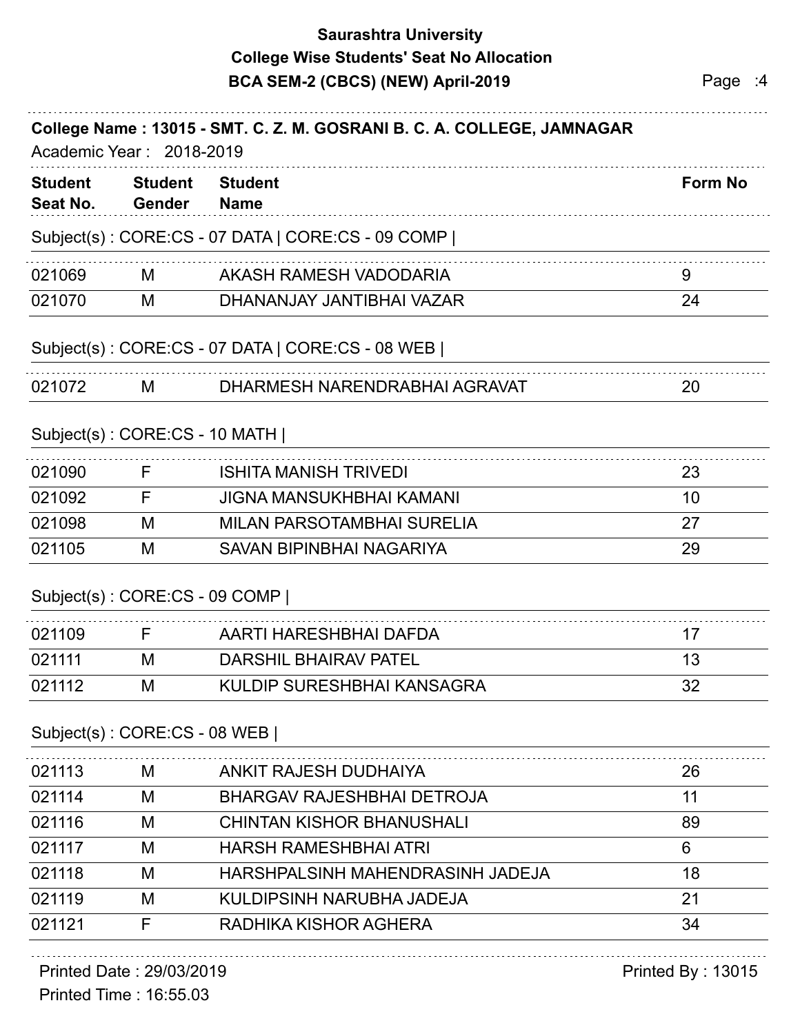## College Name : 13015 - SMT. C. Z. M. GOSRANI B. C. A. COLLEGE, JAMNAGAR

Academic Year : 2018-2019

| Student Seat No. | Student Gender | Student Name | Form No |
|---|---|---|---|
| **Subject(s) : CORE:CS - 07 DATA \| CORE:CS - 09 COMP \|** | | | |
| 021069 | M | AKASH RAMESH VADODARIA | 9 |
| 021070 | M | DHANANJAY JANTIBHAI VAZAR | 24 |
| **Subject(s) : CORE:CS - 07 DATA \| CORE:CS - 08 WEB \|** | | | |
| 021072 | M | DHARMESH NARENDRABHAI AGRAVAT | 20 |
| **Subject(s) : CORE:CS - 10 MATH \|** | | | |
| 021090 | F | ISHITA MANISH TRIVEDI | 23 |
| 021092 | F | JIGNA MANSUKHBHAI KAMANI | 10 |
| 021098 | M | MILAN PARSOTAMBHAI SURELIA | 27 |
| 021105 | M | SAVAN BIPINBHAI NAGARIYA | 29 |
| **Subject(s) : CORE:CS - 09 COMP \|** | | | |
| 021109 | F | AARTI HARESHBHAI DAFDA | 17 |
| 021111 | M | DARSHIL BHAIRAV PATEL | 13 |
| 021112 | M | KULDIP SURESHBHAI KANSAGRA | 32 |
| **Subject(s) : CORE:CS - 08 WEB \|** | | | |
| 021113 | M | ANKIT RAJESH DUDHAIYA | 26 |
| 021114 | M | BHARGAV RAJESHBHAI DETROJA | 11 |
| 021116 | M | CHINTAN KISHOR BHANUSHALI | 89 |
| 021117 | M | HARSH RAMESHBHAI ATRI | 6 |
| 021118 | M | HARSHPALSINH MAHENDRASINH JADEJA | 18 |
| 021119 | M | KULDIPSINH NARUBHA JADEJA | 21 |
| 021121 | F | RADHIKA KISHOR AGHERA | 34 |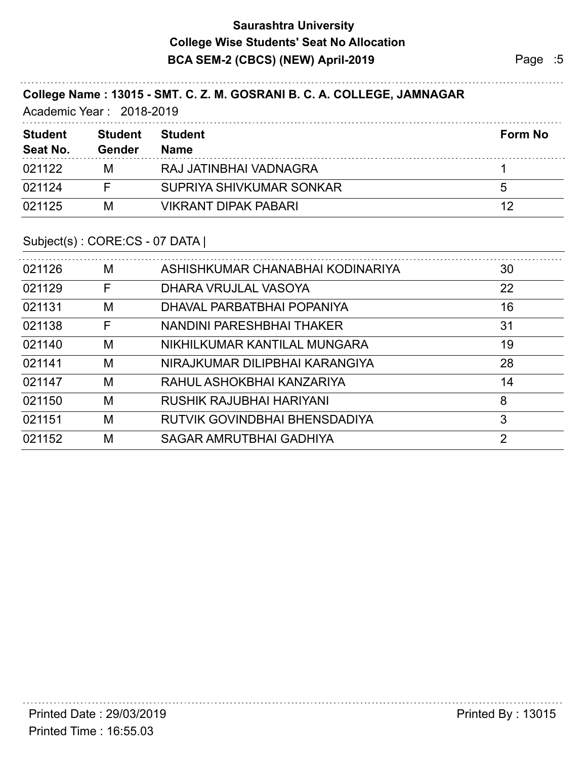**Saurashtra University**
**College Wise Students' Seat No Allocation**
**BCA SEM-2 (CBCS) (NEW) April-2019**

**College Name : 13015 - SMT. C. Z. M. GOSRANI B. C. A. COLLEGE, JAMNAGAR**

Academic Year : 2018-2019

| Student Seat No. | Student Gender | Student Name | Form No |
|---|---|---|---|
| 021122 | M | RAJ JATINBHAI VADNAGRA | 1 |
| 021124 | F | SUPRIYA SHIVKUMAR SONKAR | 5 |
| 021125 | M | VIKRANT DIPAK PABARI | 12 |

Subject(s) : CORE:CS - 07 DATA |

| | | | |
|---|---|---|---|
| 021126 | M | ASHISHKUMAR CHANABHAI KODINARIYA | 30 |
| 021129 | F | DHARA VRUJLAL VASOYA | 22 |
| 021131 | M | DHAVAL PARBATBHAI POPANIYA | 16 |
| 021138 | F | NANDINI PARESHBHAI THAKER | 31 |
| 021140 | M | NIKHILKUMAR KANTILAL MUNGARA | 19 |
| 021141 | M | NIRAJKUMAR DILIPBHAI KARANGIYA | 28 |
| 021147 | M | RAHUL ASHOKBHAI KANZARIYA | 14 |
| 021150 | M | RUSHIK RAJUBHAI HARIYANI | 8 |
| 021151 | M | RUTVIK GOVINDBHAI BHENSDADIYA | 3 |
| 021152 | M | SAGAR AMRUTBHAI GADHIYA | 2 |

Printed Date : 29/03/2019
Printed Time : 16:55.03
Printed By : 13015